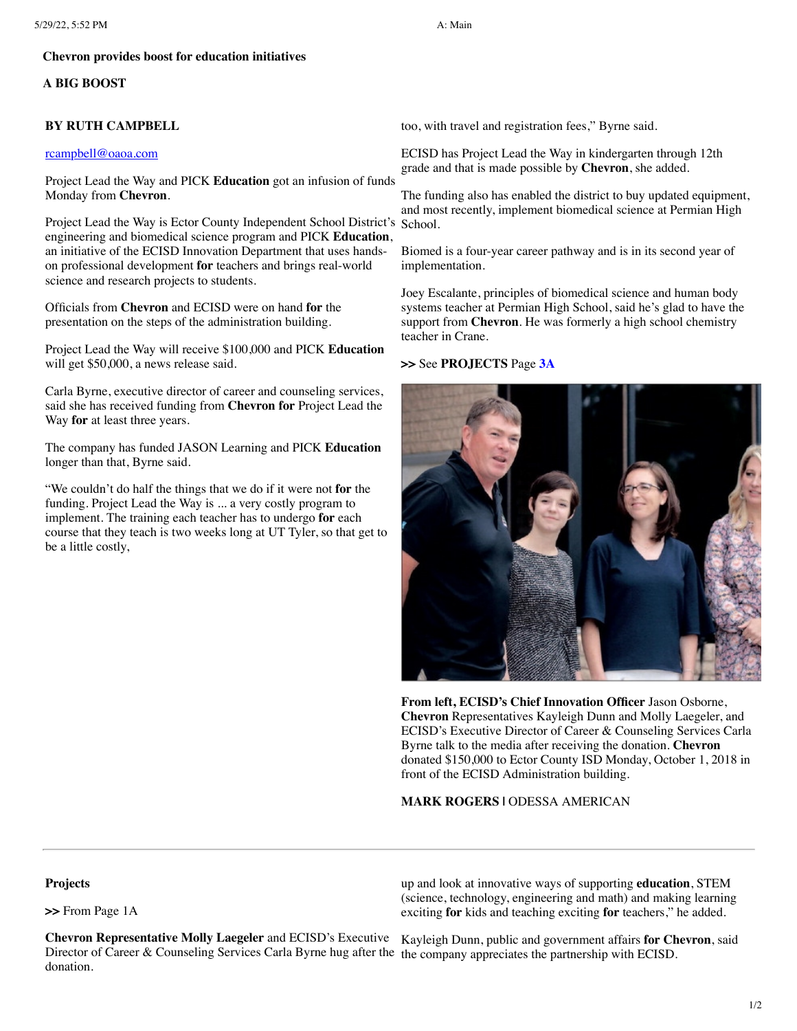**Chevron provides boost for education initiatives**

**A BIG BOOST**

**BY RUTH CAMPBELL**

rcampbell@oaoa.com

Project Lead the Way and PICK **Education** got an infusion of funds Monday from **Chevron**.

Project Lead the Way is Ector County Independent School District's engineering and biomedical science program and PICK **Education**, an initiative of the ECISD Innovation Department that uses hands-on professional development **for** teachers and brings real-world science and research projects to students.

Officials from **Chevron** and ECISD were on hand **for** the presentation on the steps of the administration building.

Project Lead the Way will receive $100,000 and PICK **Education** will get $50,000, a news release said.

Carla Byrne, executive director of career and counseling services, said she has received funding from **Chevron for** Project Lead the Way **for** at least three years.

The company has funded JASON Learning and PICK **Education** longer than that, Byrne said.

"We couldn't do half the things that we do if it were not **for** the funding. Project Lead the Way is ... a very costly program to implement. The training each teacher has to undergo **for** each course that they teach is two weeks long at UT Tyler, so that get to be a little costly, too, with travel and registration fees," Byrne said.

ECISD has Project Lead the Way in kindergarten through 12th grade and that is made possible by **Chevron**, she added.

The funding also has enabled the district to buy updated equipment, and most recently, implement biomedical science at Permian High School.

Biomed is a four-year career pathway and is in its second year of implementation.

Joey Escalante, principles of biomedical science and human body systems teacher at Permian High School, said he's glad to have the support from **Chevron**. He was formerly a high school chemistry teacher in Crane.

**>>** See **PROJECTS** Page **3A**

**From left, ECISD's Chief Innovation Officer** Jason Osborne, **Chevron** Representatives Kayleigh Dunn and Molly Laegeler, and ECISD's Executive Director of Career & Counseling Services Carla Byrne talk to the media after receiving the donation. **Chevron** donated $150,000 to Ector County ISD Monday, October 1, 2018 in front of the ECISD Administration building.

**MARK ROGERS |** ODESSA AMERICAN

---

**Projects**

**>>** From Page 1A

**Chevron Representative Molly Laegeler** and ECISD's Executive Director of Career & Counseling Services Carla Byrne hug after the donation.

up and look at innovative ways of supporting **education**, STEM (science, technology, engineering and math) and making learning exciting **for** kids and teaching exciting **for** teachers," he added.

Kayleigh Dunn, public and government affairs **for Chevron**, said the company appreciates the partnership with ECISD.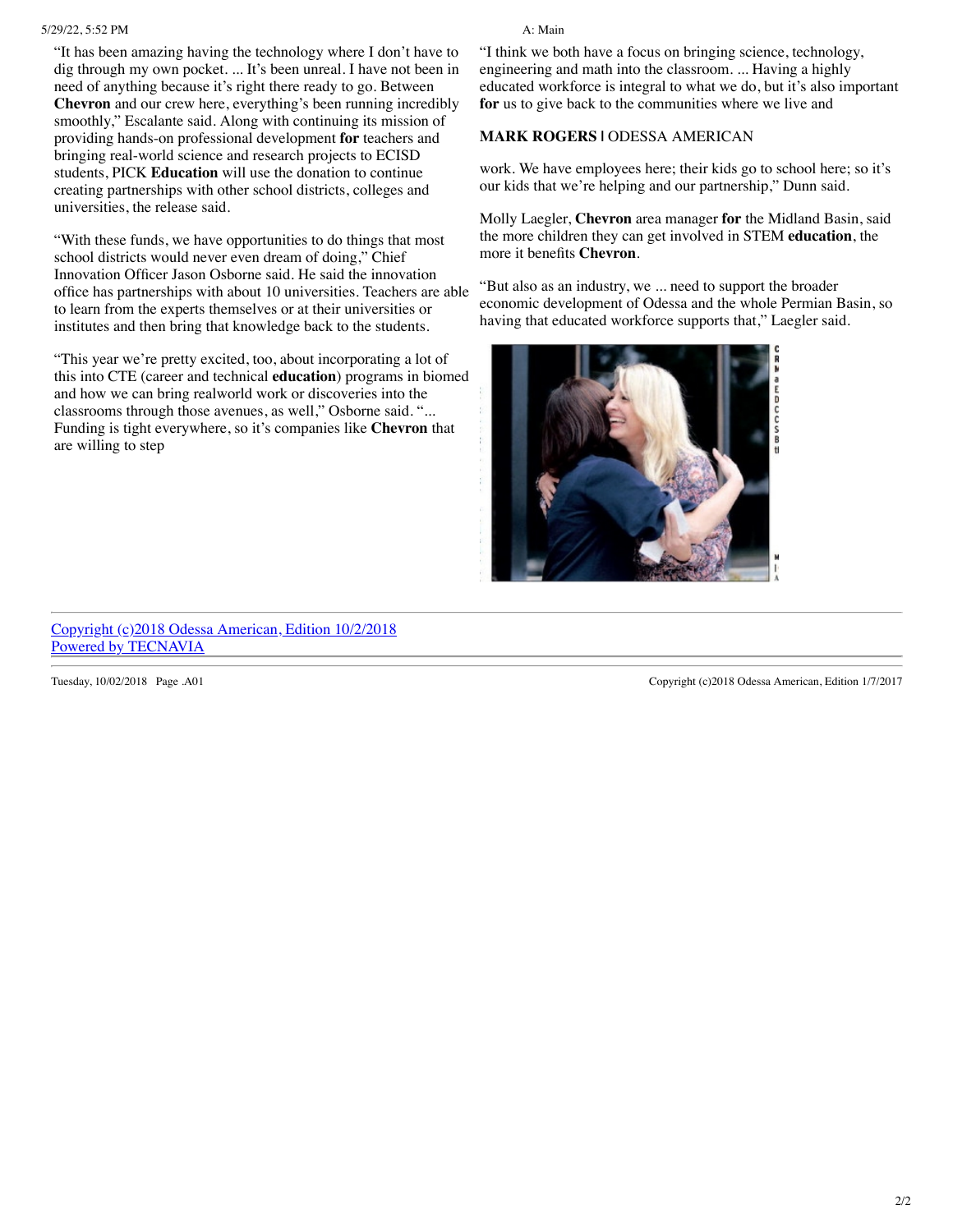"It has been amazing having the technology where I don't have to dig through my own pocket. ... It's been unreal. I have not been in need of anything because it's right there ready to go. Between **Chevron** and our crew here, everything's been running incredibly smoothly," Escalante said. Along with continuing its mission of providing hands-on professional development **for** teachers and bringing real-world science and research projects to ECISD students, PICK **Education** will use the donation to continue creating partnerships with other school districts, colleges and universities, the release said.

"With these funds, we have opportunities to do things that most school districts would never even dream of doing," Chief Innovation Officer Jason Osborne said. He said the innovation office has partnerships with about 10 universities. Teachers are able to learn from the experts themselves or at their universities or institutes and then bring that knowledge back to the students.

"This year we're pretty excited, too, about incorporating a lot of this into CTE (career and technical **education**) programs in biomed and how we can bring realworld work or discoveries into the classrooms through those avenues, as well," Osborne said. "... Funding is tight everywhere, so it's companies like **Chevron** that are willing to step

"I think we both have a focus on bringing science, technology, engineering and math into the classroom. ... Having a highly educated workforce is integral to what we do, but it's also important **for** us to give back to the communities where we live and

**MARK ROGERS |** ODESSA AMERICAN

work. We have employees here; their kids go to school here; so it's our kids that we're helping and our partnership," Dunn said.

Molly Laegler, **Chevron** area manager **for** the Midland Basin, said the more children they can get involved in STEM **education**, the more it benefits **Chevron**.

"But also as an industry, we ... need to support the broader economic development of Odessa and the whole Permian Basin, so having that educated workforce supports that," Laegler said.

Copyright (c)2018 Odessa American, Edition 10/2/2018
Powered by TECNAVIA

Tuesday, 10/02/2018 Page .A01

Copyright (c)2018 Odessa American, Edition 1/7/2017